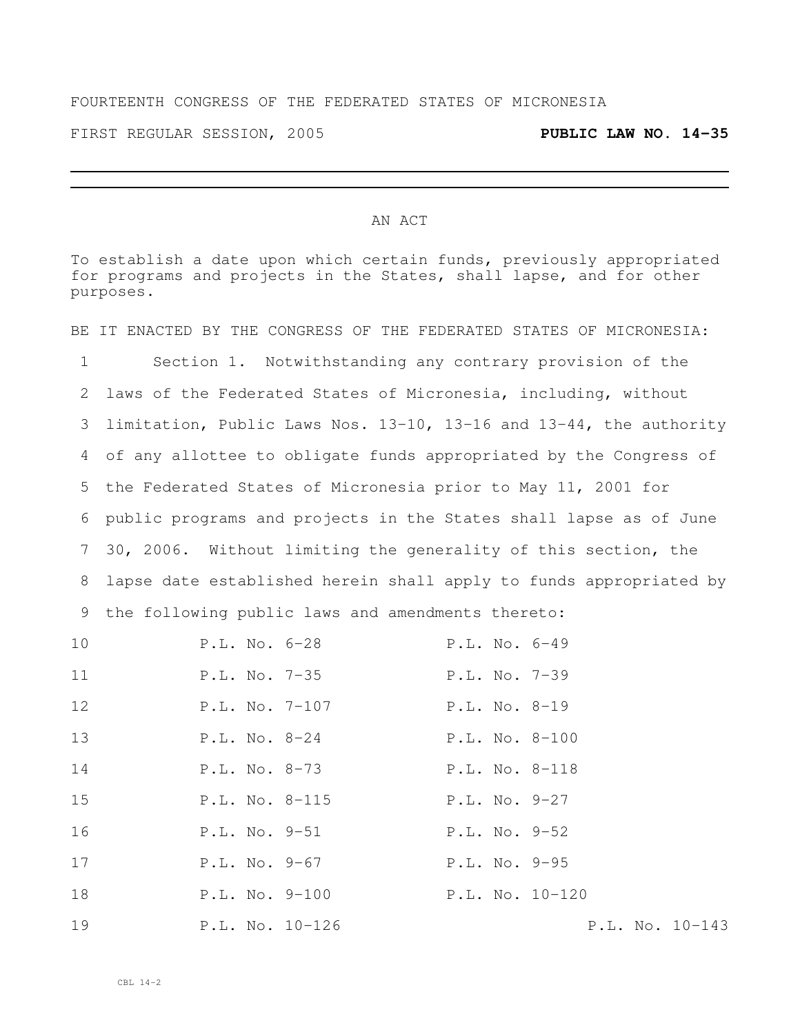FOURTEENTH CONGRESS OF THE FEDERATED STATES OF MICRONESIA

FIRST REGULAR SESSION, 2005 **PUBLIC LAW NO. 14-35**

---

AN ACT

To establish a date upon which certain funds, previously appropriated for programs and projects in the States, shall lapse, and for other purposes.

BE IT ENACTED BY THE CONGRESS OF THE FEDERATED STATES OF MICRONESIA:

Section 1. Notwithstanding any contrary provision of the laws of the Federated States of Micronesia, including, without limitation, Public Laws Nos. 13-10, 13-16 and 13-44, the authority of any allottee to obligate funds appropriated by the Congress of the Federated States of Micronesia prior to May 11, 2001 for public programs and projects in the States shall lapse as of June 30, 2006. Without limiting the generality of this section, the lapse date established herein shall apply to funds appropriated by the following public laws and amendments thereto:

| | |
|---|---|
| P.L. No. 6-28 | P.L. No. 6-49 |
| P.L. No. 7-35 | P.L. No. 7-39 |
| P.L. No. 7-107 | P.L. No. 8-19 |
| P.L. No. 8-24 | P.L. No. 8-100 |
| P.L. No. 8-73 | P.L. No. 8-118 |
| P.L. No. 8-115 | P.L. No. 9-27 |
| P.L. No. 9-51 | P.L. No. 9-52 |
| P.L. No. 9-67 | P.L. No. 9-95 |
| P.L. No. 9-100 | P.L. No. 10-120 |
| P.L. No. 10-126 | P.L. No. 10-143 |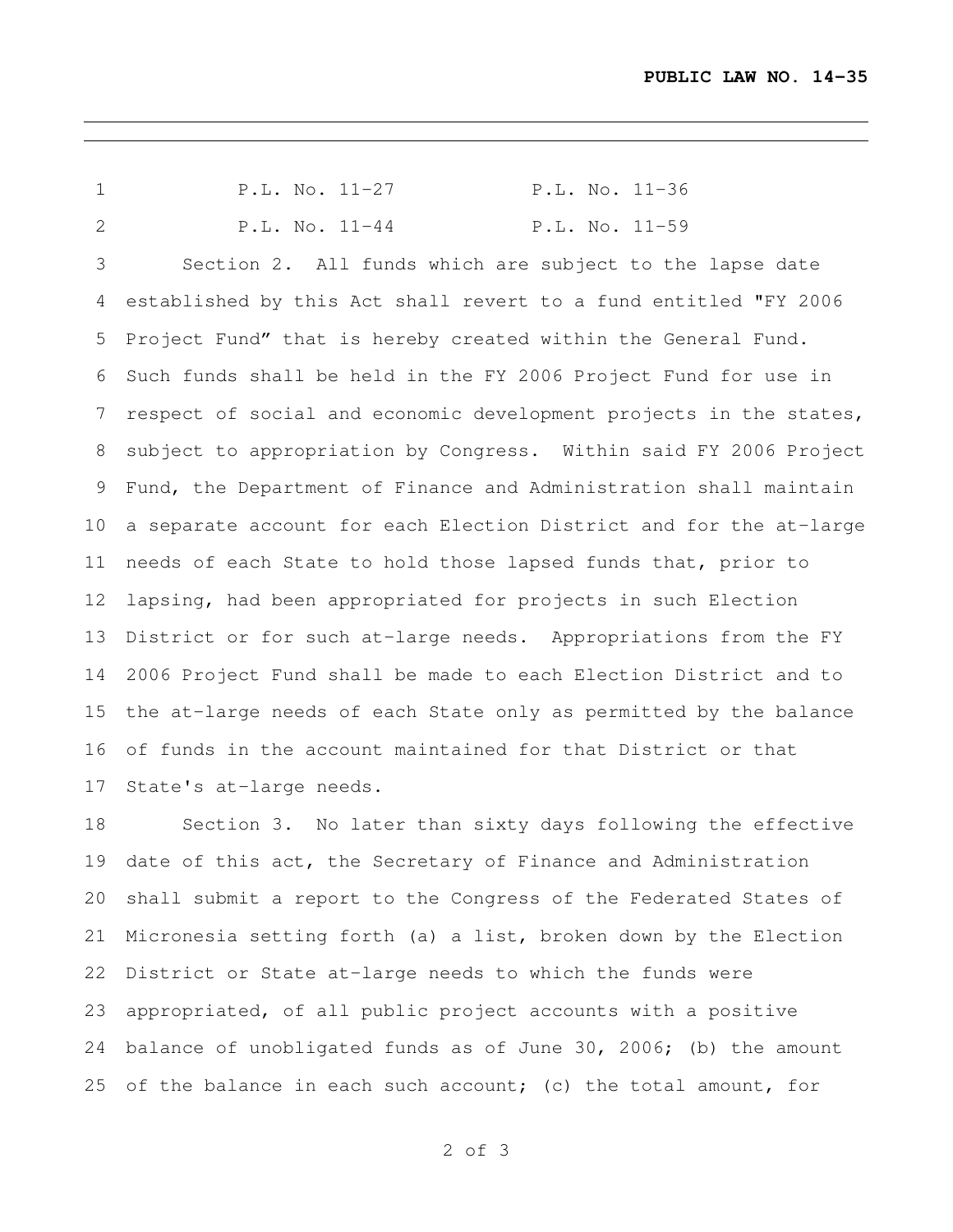P.L. No. 11-27 P.L. No. 11-36

P.L. No. 11-44 P.L. No. 11-59

Section 2. All funds which are subject to the lapse date established by this Act shall revert to a fund entitled "FY 2006 Project Fund" that is hereby created within the General Fund. Such funds shall be held in the FY 2006 Project Fund for use in respect of social and economic development projects in the states, subject to appropriation by Congress. Within said FY 2006 Project Fund, the Department of Finance and Administration shall maintain a separate account for each Election District and for the at-large needs of each State to hold those lapsed funds that, prior to lapsing, had been appropriated for projects in such Election District or for such at-large needs. Appropriations from the FY 2006 Project Fund shall be made to each Election District and to the at-large needs of each State only as permitted by the balance of funds in the account maintained for that District or that State's at-large needs.

Section 3. No later than sixty days following the effective date of this act, the Secretary of Finance and Administration shall submit a report to the Congress of the Federated States of Micronesia setting forth (a) a list, broken down by the Election District or State at-large needs to which the funds were appropriated, of all public project accounts with a positive balance of unobligated funds as of June 30, 2006; (b) the amount of the balance in each such account; (c) the total amount, for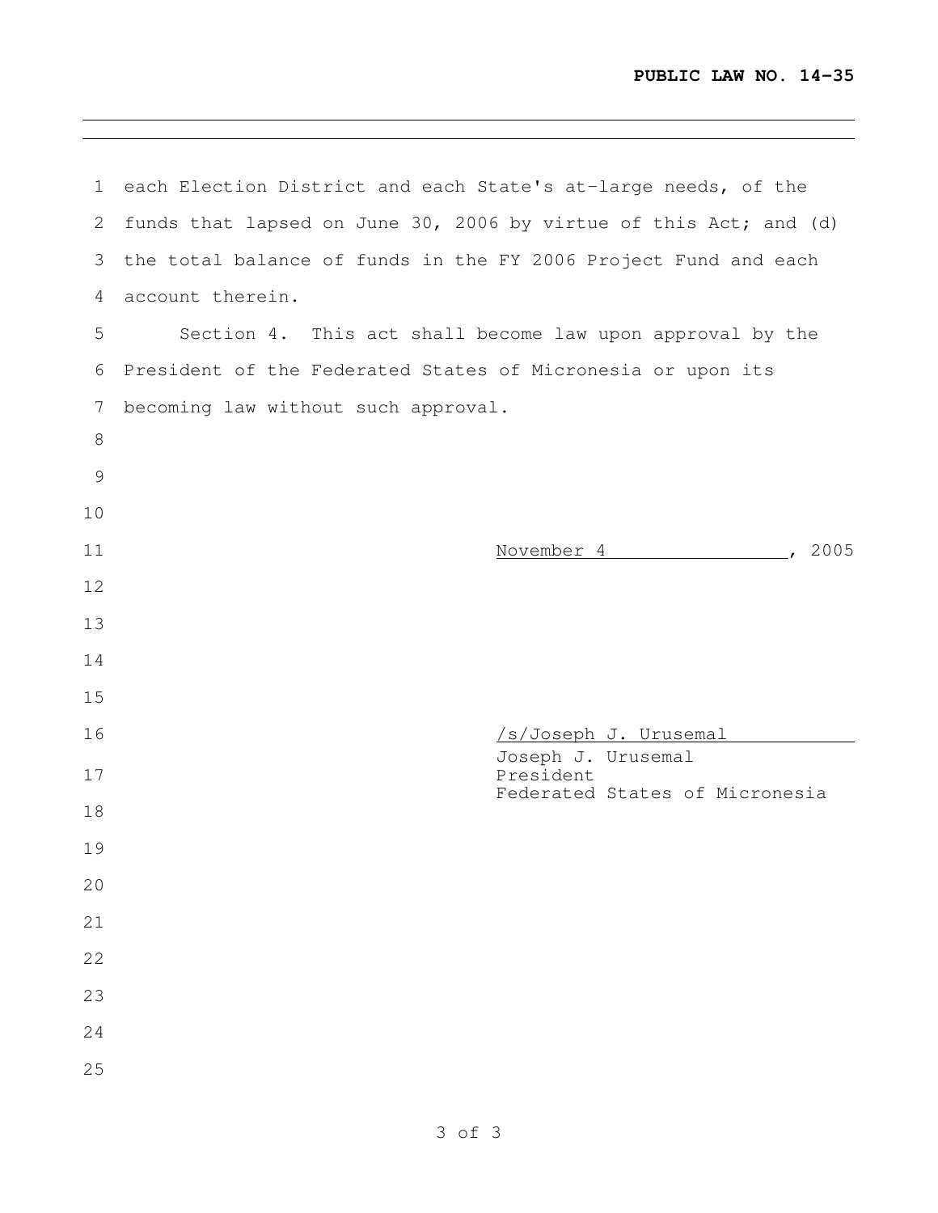each Election District and each State's at-large needs, of the funds that lapsed on June 30, 2006 by virtue of this Act; and (d) the total balance of funds in the FY 2006 Project Fund and each account therein.

Section 4. This act shall become law upon approval by the President of the Federated States of Micronesia or upon its becoming law without such approval.

November 4, 2005

/s/Joseph J. Urusemal
Joseph J. Urusemal
President
Federated States of Micronesia